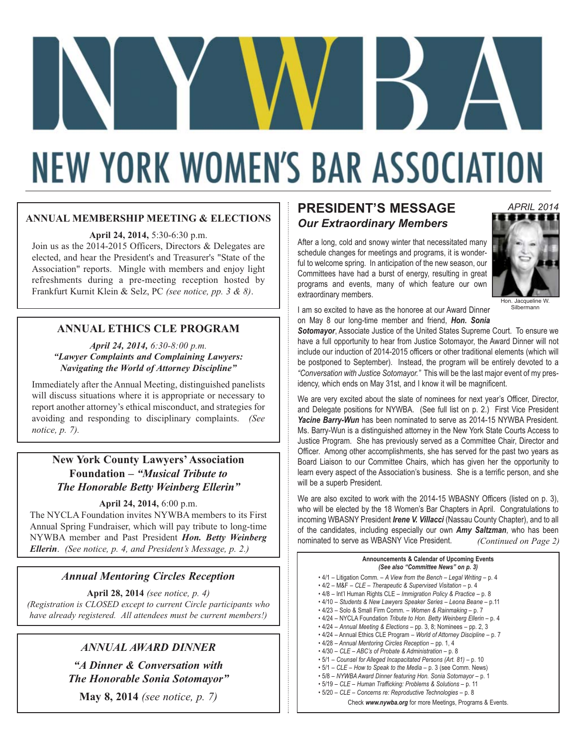# NYWBA

# NEW YORK WOMEN'S BAR ASSOCIATION

### ANNUAL MEMBERSHIP MEETING & ELECTIONS

**April 24, 2014,** 5:30-6:30 p.m.

Join us as the 2014-2015 Officers, Directors & Delegates are elected, and hear the President's and Treasurer's "State of the Association" reports. Mingle with members and enjoy light refreshments during a pre-meeting reception hosted by Frankfurt Kurnit Klein & Selz, PC *(see notice, pp. 3 & 8)*.

### ANNUAL ETHICS CLE PROGRAM

***April 24, 2014,** 6:30-8:00 p.m.*
***"Lawyer Complaints and Complaining Lawyers: Navigating the World of Attorney Discipline"***

Immediately after the Annual Meeting, distinguished panelists will discuss situations where it is appropriate or necessary to report another attorney's ethical misconduct, and strategies for avoiding and responding to disciplinary complaints. *(See notice, p. 7).*

### New York County Lawyers' Association Foundation – *"Musical Tribute to The Honorable Betty Weinberg Ellerin"*

**April 24, 2014,** 6:00 p.m.

The NYCLA Foundation invites NYWBA members to its First Annual Spring Fundraiser, which will pay tribute to long-time NYWBA member and Past President ***Hon. Betty Weinberg Ellerin***. *(See notice, p. 4, and President's Message, p. 2.)*

### *Annual Mentoring Circles Reception*

**April 28, 2014** *(see notice, p. 4)*

*(Registration is CLOSED except to current Circle participants who have already registered. All attendees must be current members!)*

### *ANNUAL AWARD DINNER*

***"A Dinner & Conversation with The Honorable Sonia Sotomayor"***

**May 8, 2014** *(see notice, p. 7)*

## PRESIDENT'S MESSAGE

*APRIL 2014*

### *Our Extraordinary Members*

Hon. Jacqueline W. Silbermann

After a long, cold and snowy winter that necessitated many schedule changes for meetings and programs, it is wonderful to welcome spring. In anticipation of the new season, our Committees have had a burst of energy, resulting in great programs and events, many of which feature our own extraordinary members.

I am so excited to have as the honoree at our Award Dinner on May 8 our long-time member and friend, ***Hon. Sonia Sotomayor***, Associate Justice of the United States Supreme Court. To ensure we have a full opportunity to hear from Justice Sotomayor, the Award Dinner will not include our induction of 2014-2015 officers or other traditional elements (which will be postponed to September). Instead, the program will be entirely devoted to a *"Conversation with Justice Sotomayor."* This will be the last major event of my presidency, which ends on May 31st, and I know it will be magnificent.

We are very excited about the slate of nominees for next year's Officer, Director, and Delegate positions for NYWBA. (See full list on p. 2.) First Vice President ***Yacine Barry-Wun*** has been nominated to serve as 2014-15 NYWBA President. Ms. Barry-Wun is a distinguished attorney in the New York State Courts Access to Justice Program. She has previously served as a Committee Chair, Director and Officer. Among other accomplishments, she has served for the past two years as Board Liaison to our Committee Chairs, which has given her the opportunity to learn every aspect of the Association's business. She is a terrific person, and she will be a superb President.

We are also excited to work with the 2014-15 WBASNY Officers (listed on p. 3), who will be elected by the 18 Women's Bar Chapters in April. Congratulations to incoming WBASNY President ***Irene V. Villacci*** (Nassau County Chapter), and to all of the candidates, including especially our own ***Amy Saltzman***, who has been nominated to serve as WBASNY Vice President. *(Continued on Page 2)*

#### Announcements & Calendar of Upcoming Events
***(See also "Committee News" on p. 3)***

- 4/1 – Litigation Comm. – *A View from the Bench – Legal Writing* – p. 4
- 4/2 – M&F – *CLE – Therapeutic & Supervised Visitation* – p. 4
- 4/8 – Int'l Human Rights CLE – *Immigration Policy & Practice* – p. 8
- 4/10 – *Students & New Lawyers Speaker Series – Leona Beane* – p.11
- 4/23 – Solo & Small Firm Comm. – *Women & Rainmaking* – p. 7
- 4/24 – NYCLA Foundation *Tribute to Hon. Betty Weinberg Ellerin* – p. 4
- 4/24 – *Annual Meeting & Elections* – pp. 3, 8; Nominees – pp. 2, 3
- 4/24 – Annual Ethics CLE Program – *World of Attorney Discipline* – p. 7
- 4/28 – *Annual Mentoring Circles Reception* – pp. 1, 4
- 4/30 – *CLE – ABC's of Probate & Administration* – p. 8
- 5/1 – *Counsel for Alleged Incapacitated Persons (Art. 81)* – p. 10
- 5/1 – *CLE – How to Speak to the Media* – p. 3 (see Comm. News)
- 5/8 – *NYWBA Award Dinner featuring Hon. Sonia Sotomayor* – p. 1
- 5/19 – *CLE – Human Trafficking: Problems & Solutions* – p. 11
- 5/20 – *CLE – Concerns re: Reproductive Technologies* – p. 8

Check ***www.nywba.org*** for more Meetings, Programs & Events.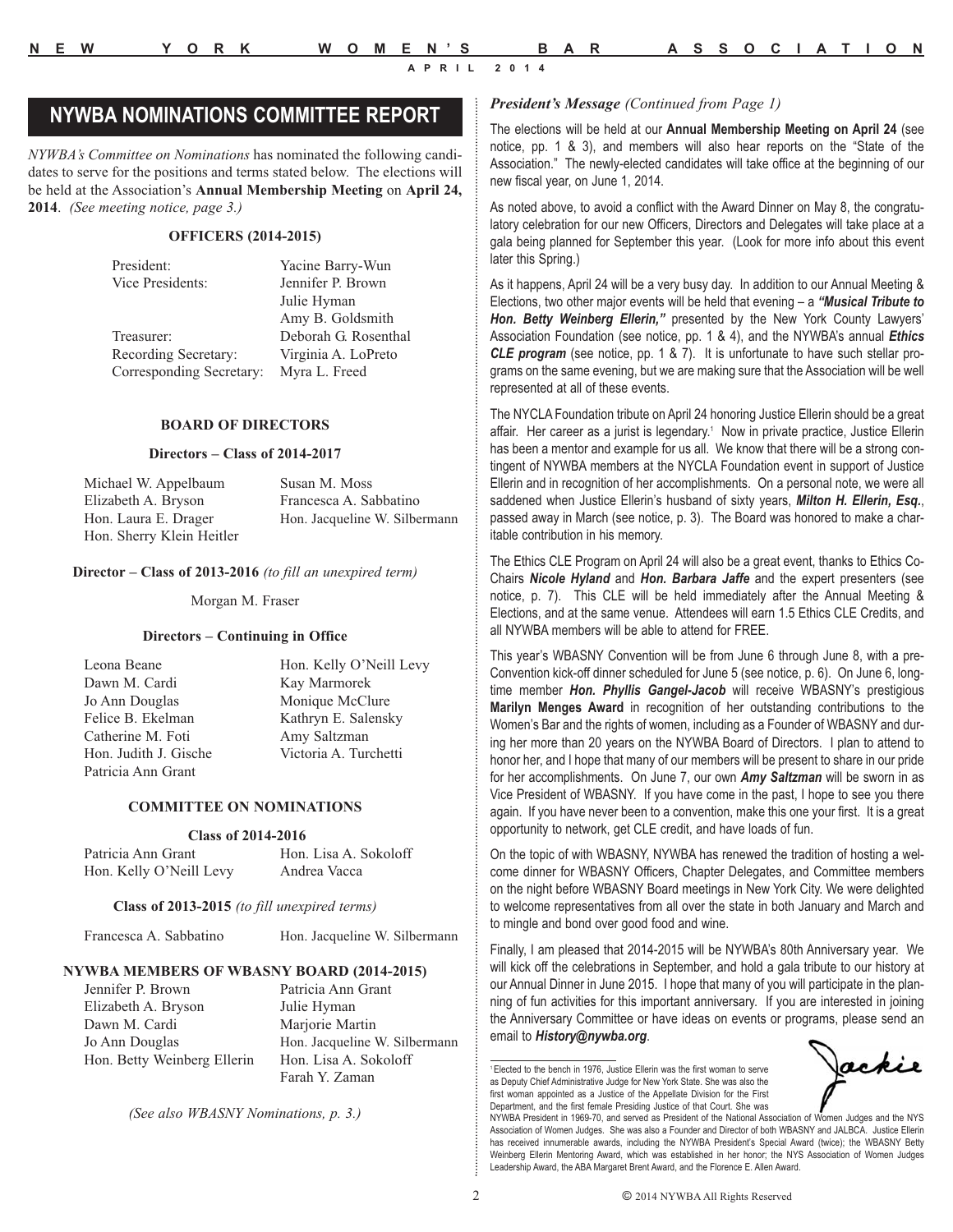# NYWBA NOMINATIONS COMMITTEE REPORT

*NYWBA's Committee on Nominations* has nominated the following candidates to serve for the positions and terms stated below. The elections will be held at the Association's **Annual Membership Meeting** on **April 24, 2014**. *(See meeting notice, page 3.)*

### OFFICERS (2014-2015)

| | |
|---|---|
| President: | Yacine Barry-Wun |
| Vice Presidents: | Jennifer P. Brown |
| | Julie Hyman |
| | Amy B. Goldsmith |
| Treasurer: | Deborah G. Rosenthal |
| Recording Secretary: | Virginia A. LoPreto |
| Corresponding Secretary: | Myra L. Freed |

### BOARD OF DIRECTORS

#### Directors – Class of 2014-2017

Michael W. Appelbaum
Elizabeth A. Bryson
Hon. Laura E. Drager
Hon. Sherry Klein Heitler
Susan M. Moss
Francesca A. Sabbatino
Hon. Jacqueline W. Silbermann

#### Director – Class of 2013-2016 *(to fill an unexpired term)*

Morgan M. Fraser

#### Directors – Continuing in Office

Leona Beane
Dawn M. Cardi
Jo Ann Douglas
Felice B. Ekelman
Catherine M. Foti
Hon. Judith J. Gische
Patricia Ann Grant
Hon. Kelly O'Neill Levy
Kay Marmorek
Monique McClure
Kathryn E. Salensky
Amy Saltzman
Victoria A. Turchetti

### COMMITTEE ON NOMINATIONS

#### Class of 2014-2016

Patricia Ann Grant
Hon. Kelly O'Neill Levy
Hon. Lisa A. Sokoloff
Andrea Vacca

#### Class of 2013-2015 *(to fill unexpired terms)*

Francesca A. Sabbatino
Hon. Jacqueline W. Silbermann

### NYWBA MEMBERS OF WBASNY BOARD (2014-2015)

Jennifer P. Brown
Elizabeth A. Bryson
Dawn M. Cardi
Jo Ann Douglas
Hon. Betty Weinberg Ellerin
Patricia Ann Grant
Julie Hyman
Marjorie Martin
Hon. Jacqueline W. Silbermann
Hon. Lisa A. Sokoloff
Farah Y. Zaman

*(See also WBASNY Nominations, p. 3.)*

## *President's Message (Continued from Page 1)*

The elections will be held at our **Annual Membership Meeting on April 24** (see notice, pp. 1 & 3), and members will also hear reports on the "State of the Association." The newly-elected candidates will take office at the beginning of our new fiscal year, on June 1, 2014.

As noted above, to avoid a conflict with the Award Dinner on May 8, the congratulatory celebration for our new Officers, Directors and Delegates will take place at a gala being planned for September this year. (Look for more info about this event later this Spring.)

As it happens, April 24 will be a very busy day. In addition to our Annual Meeting & Elections, two other major events will be held that evening – a ***"Musical Tribute to Hon. Betty Weinberg Ellerin,"*** presented by the New York County Lawyers' Association Foundation (see notice, pp. 1 & 4), and the NYWBA's annual ***Ethics CLE program*** (see notice, pp. 1 & 7). It is unfortunate to have such stellar programs on the same evening, but we are making sure that the Association will be well represented at all of these events.

The NYCLA Foundation tribute on April 24 honoring Justice Ellerin should be a great affair. Her career as a jurist is legendary.[1] Now in private practice, Justice Ellerin has been a mentor and example for us all. We know that there will be a strong contingent of NYWBA members at the NYCLA Foundation event in support of Justice Ellerin and in recognition of her accomplishments. On a personal note, we were all saddened when Justice Ellerin's husband of sixty years, ***Milton H. Ellerin, Esq.***, passed away in March (see notice, p. 3). The Board was honored to make a charitable contribution in his memory.

The Ethics CLE Program on April 24 will also be a great event, thanks to Ethics Co-Chairs ***Nicole Hyland*** and ***Hon. Barbara Jaffe*** and the expert presenters (see notice, p. 7). This CLE will be held immediately after the Annual Meeting & Elections, and at the same venue. Attendees will earn 1.5 Ethics CLE Credits, and all NYWBA members will be able to attend for FREE.

This year's WBASNY Convention will be from June 6 through June 8, with a pre-Convention kick-off dinner scheduled for June 5 (see notice, p. 6). On June 6, long-time member ***Hon. Phyllis Gangel-Jacob*** will receive WBASNY's prestigious **Marilyn Menges Award** in recognition of her outstanding contributions to the Women's Bar and the rights of women, including as a Founder of WBASNY and during her more than 20 years on the NYWBA Board of Directors. I plan to attend to honor her, and I hope that many of our members will be present to share in our pride for her accomplishments. On June 7, our own ***Amy Saltzman*** will be sworn in as Vice President of WBASNY. If you have come in the past, I hope to see you there again. If you have never been to a convention, make this one your first. It is a great opportunity to network, get CLE credit, and have loads of fun.

On the topic of with WBASNY, NYWBA has renewed the tradition of hosting a welcome dinner for WBASNY Officers, Chapter Delegates, and Committee members on the night before WBASNY Board meetings in New York City. We were delighted to welcome representatives from all over the state in both January and March and to mingle and bond over good food and wine.

Finally, I am pleased that 2014-2015 will be NYWBA's 80th Anniversary year. We will kick off the celebrations in September, and hold a gala tribute to our history at our Annual Dinner in June 2015. I hope that many of you will participate in the planning of fun activities for this important anniversary. If you are interested in joining the Anniversary Committee or have ideas on events or programs, please send an email to ***History@nywba.org***.

Jackie

---

[1] Elected to the bench in 1976, Justice Ellerin was the first woman to serve as Deputy Chief Administrative Judge for New York State. She was also the first woman appointed as a Justice of the Appellate Division for the First Department, and the first female Presiding Justice of that Court. She was NYWBA President in 1969-70, and served as President of the National Association of Women Judges and the NYS Association of Women Judges. She was also a Founder and Director of both WBASNY and JALBCA. Justice Ellerin has received innumerable awards, including the NYWBA President's Special Award (twice); the WBASNY Betty Weinberg Ellerin Mentoring Award, which was established in her honor; the NYS Association of Women Judges Leadership Award, the ABA Margaret Brent Award, and the Florence E. Allen Award.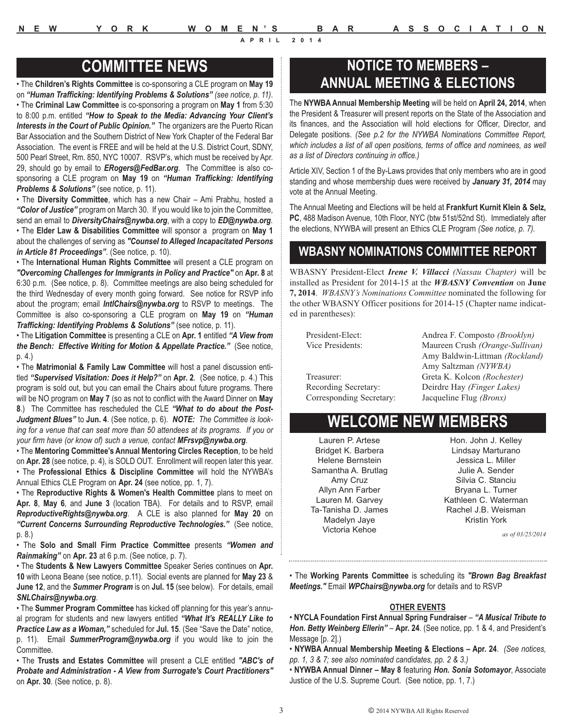## COMMITTEE NEWS

• The **Children's Rights Committee** is co-sponsoring a CLE program on **May 19** on ***"Human Trafficking: Identifying Problems & Solutions"*** *(see notice, p. 11)*.

• The **Criminal Law Committee** is co-sponsoring a program on **May 1** from 5:30 to 8:00 p.m. entitled ***"How to Speak to the Media: Advancing Your Client's Interests in the Court of Public Opinion."*** The organizers are the Puerto Rican Bar Association and the Southern District of New York Chapter of the Federal Bar Association. The event is FREE and will be held at the U.S. District Court, SDNY, 500 Pearl Street, Rm. 850, NYC 10007. RSVP's, which must be received by Apr. 29, should go by email to ***ERogers@FedBar.org***. The Committee is also co-sponsoring a CLE program on **May 19** on ***"Human Trafficking: Identifying Problems & Solutions"*** (see notice, p. 11).

• The **Diversity Committee**, which has a new Chair – Ami Prabhu, hosted a ***"Color of Justice"*** program on March 30. If you would like to join the Committee, send an email to ***DiversityChairs@nywba.org***, with a copy to ***ED@nywba.org***.

• The **Elder Law & Disabilities Committee** will sponsor a program on **May 1** about the challenges of serving as ***"Counsel to Alleged Incapacitated Persons in Article 81 Proceedings"***. (See notice, p. 10).

• The **International Human Rights Committee** will present a CLE program on ***"Overcoming Challenges for Immigrants in Policy and Practice"*** on **Apr. 8** at 6:30 p.m. (See notice, p. 8). Committee meetings are also being scheduled for the third Wednesday of every month going forward. See notice for RSVP info about the program; email ***IntlChairs@nywba.org*** to RSVP to meetings. The Committee is also co-sponsoring a CLE program on **May 19** on ***"Human Trafficking: Identifying Problems & Solutions"*** (see notice, p. 11).

• The **Litigation Committee** is presenting a CLE on **Apr. 1** entitled ***"A View from the Bench: Effective Writing for Motion & Appellate Practice."*** (See notice, p. 4.)

• The **Matrimonial & Family Law Committee** will host a panel discussion entitled ***"Supervised Visitation: Does it Help?"*** on **Apr. 2**. (See notice, p. 4.) This program is sold out, but you can email the Chairs about future programs. There will be NO program on **May 7** (so as not to conflict with the Award Dinner on **May 8**.) The Committee has rescheduled the CLE ***"What to do about the Post-Judgment Blues"*** to **Jun. 4**. (See notice, p. 6). ***NOTE:*** *The Committee is looking for a venue that can seat more than 50 attendees at its programs. If you or your firm have (or know of) such a venue, contact* ***MFrsvp@nywba.org***.

• The **Mentoring Committee's Annual Mentoring Circles Reception**, to be held on **Apr. 28** (see notice, p. 4), is SOLD OUT. Enrollment will reopen later this year.

• The **Professional Ethics & Discipline Committee** will hold the NYWBA's Annual Ethics CLE Program on **Apr. 24** (see notice, pp. 1, 7).

• The **Reproductive Rights & Women's Health Committee** plans to meet on **Apr. 8**, **May 6**, and **June 3** (location TBA). For details and to RSVP, email ***ReproductiveRights@nywba.org***. A CLE is also planned for **May 20** on ***"Current Concerns Surrounding Reproductive Technologies."*** (See notice, p. 8.)

• The **Solo and Small Firm Practice Committee** presents ***"Women and Rainmaking"*** on **Apr. 23** at 6 p.m. (See notice, p. 7).

• The **Students & New Lawyers Committee** Speaker Series continues on **Apr. 10** with Leona Beane (see notice, p.11). Social events are planned for **May 23** & **June 12**, and the ***Summer Program*** is on **Jul. 15** (see below). For details, email ***SNLChairs@nywba.org***.

• The **Summer Program Committee** has kicked off planning for this year's annual program for students and new lawyers entitled ***"What It's REALLY Like to Practice Law as a Woman,"*** scheduled for **Jul. 15**. (See "Save the Date" notice, p. 11). Email ***SummerProgram@nywba.org*** if you would like to join the Committee.

• The **Trusts and Estates Committee** will present a CLE entitled ***"ABC's of Probate and Administration - A View from Surrogate's Court Practitioners"*** on **Apr. 30**. (See notice, p. 8).

## NOTICE TO MEMBERS – ANNUAL MEETING & ELECTIONS

The **NYWBA Annual Membership Meeting** will be held on **April 24, 2014**, when the President & Treasurer will present reports on the State of the Association and its finances, and the Association will hold elections for Officer, Director, and Delegate positions. *(See p.2 for the NYWBA Nominations Committee Report, which includes a list of all open positions, terms of office and nominees, as well as a list of Directors continuing in office.)*

Article XIV, Section 1 of the By-Laws provides that only members who are in good standing and whose membership dues were received by ***January 31, 2014*** may vote at the Annual Meeting.

The Annual Meeting and Elections will be held at **Frankfurt Kurnit Klein & Selz, PC**, 488 Madison Avenue, 10th Floor, NYC (btw 51st/52nd St). Immediately after the elections, NYWBA will present an Ethics CLE Program *(See notice, p. 7).*

## WBASNY NOMINATIONS COMMITTEE REPORT

WBASNY President-Elect ***Irene V. Villacci*** *(Nassau Chapter)* will be installed as President for 2014-15 at the ***WBASNY Convention*** on **June 7, 2014**. *WBASNY's Nominations Committee* nominated the following for the other WBASNY Officer positions for 2014-15 (Chapter name indicated in parentheses):

| | |
|---|---|
| President-Elect: | Andrea F. Composto *(Brooklyn)* |
| Vice Presidents: | Maureen Crush *(Orange-Sullivan)* |
| | Amy Baldwin-Littman *(Rockland)* |
| | Amy Saltzman *(NYWBA)* |
| Treasurer: | Greta K. Kolcon *(Rochester)* |
| Recording Secretary: | Deirdre Hay *(Finger Lakes)* |
| Corresponding Secretary: | Jacqueline Flug *(Bronx)* |

## WELCOME NEW MEMBERS

Lauren P. Artese
Bridget K. Barbera
Helene Bernstein
Samantha A. Brutlag
Amy Cruz
Allyn Ann Farber
Lauren M. Garvey
Ta-Tanisha D. James
Madelyn Jaye
Victoria Kehoe
Hon. John J. Kelley
Lindsay Marturano
Jessica L. Miller
Julie A. Sender
Silvia C. Stanciu
Bryana L. Turner
Kathleen C. Waterman
Rachel J.B. Weisman
Kristin York

*as of 03/25/2014*

• The **Working Parents Committee** is scheduling its ***"Brown Bag Breakfast Meetings."*** Email ***WPChairs@nywba.org*** for details and to RSVP

### OTHER EVENTS

• **NYCLA Foundation First Annual Spring Fundraiser** – ***"A Musical Tribute to Hon. Betty Weinberg Ellerin"*** – **Apr. 24**. (See notice, pp. 1 & 4, and President's Message [p. 2].)

• **NYWBA Annual Membership Meeting & Elections – Apr. 24**. *(See notices, pp. 1, 3 & 7; see also nominated candidates, pp. 2 & 3.)*

• **NYWBA Annual Dinner – May 8** featuring ***Hon. Sonia Sotomayor***, Associate Justice of the U.S. Supreme Court. (See notice, pp. 1, 7.)

© 2014 NYWBA All Rights Reserved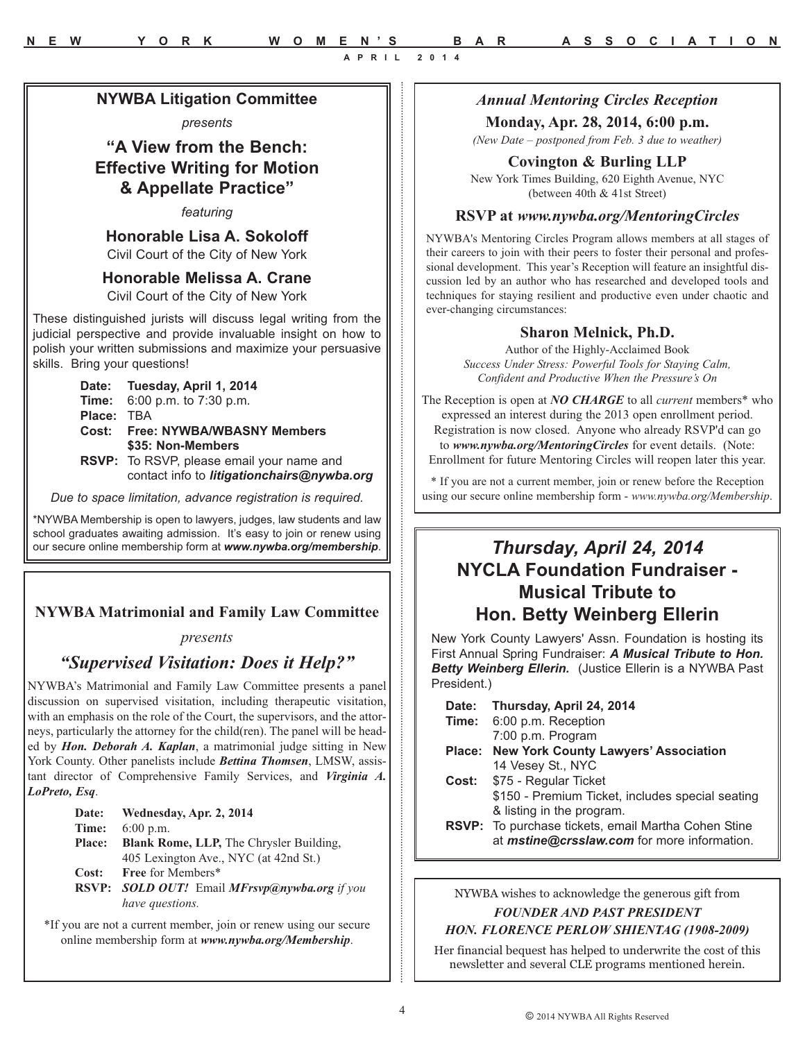## NYWBA Litigation Committee

*presents*

## "A View from the Bench: Effective Writing for Motion & Appellate Practice"

*featuring*

**Honorable Lisa A. Sokoloff**
Civil Court of the City of New York

**Honorable Melissa A. Crane**
Civil Court of the City of New York

These distinguished jurists will discuss legal writing from the judicial perspective and provide invaluable insight on how to polish your written submissions and maximize your persuasive skills. Bring your questions!

**Date:** **Tuesday, April 1, 2014**
**Time:** 6:00 p.m. to 7:30 p.m.
**Place:** TBA
**Cost:** **Free: NYWBA/WBASNY Members**
**$35: Non-Members**
**RSVP:** To RSVP, please email your name and contact info to ***litigationchairs@nywba.org***

*Due to space limitation, advance registration is required.*

*NYWBA Membership is open to lawyers, judges, law students and law school graduates awaiting admission. It's easy to join or renew using our secure online membership form at ***www.nywba.org/membership***.

## NYWBA Matrimonial and Family Law Committee

*presents*

## *"Supervised Visitation: Does it Help?"*

NYWBA's Matrimonial and Family Law Committee presents a panel discussion on supervised visitation, including therapeutic visitation, with an emphasis on the role of the Court, the supervisors, and the attorneys, particularly the attorney for the child(ren). The panel will be headed by ***Hon. Deborah A. Kaplan***, a matrimonial judge sitting in New York County. Other panelists include ***Bettina Thomsen***, LMSW, assistant director of Comprehensive Family Services, and ***Virginia A. LoPreto, Esq***.

**Date:** **Wednesday, Apr. 2, 2014**
**Time:** 6:00 p.m.
**Place:** **Blank Rome, LLP,** The Chrysler Building, 405 Lexington Ave., NYC (at 42nd St.)
**Cost:** **Free** for Members*
**RSVP:** ***SOLD OUT!*** Email ***MFrsvp@nywba.org*** *if you have questions.*

*If you are not a current member, join or renew using our secure online membership form at ***www.nywba.org/Membership***.

## *Annual Mentoring Circles Reception*

**Monday, Apr. 28, 2014, 6:00 p.m.**

*(New Date – postponed from Feb. 3 due to weather)*

**Covington & Burling LLP**
New York Times Building, 620 Eighth Avenue, NYC
(between 40th & 41st Street)

**RSVP at *www.nywba.org/MentoringCircles***

NYWBA's Mentoring Circles Program allows members at all stages of their careers to join with their peers to foster their personal and professional development. This year's Reception will feature an insightful discussion led by an author who has researched and developed tools and techniques for staying resilient and productive even under chaotic and ever-changing circumstances:

**Sharon Melnick, Ph.D.**
Author of the Highly-Acclaimed Book
*Success Under Stress: Powerful Tools for Staying Calm, Confident and Productive When the Pressure's On*

The Reception is open at ***NO CHARGE*** to all *current* members* who expressed an interest during the 2013 open enrollment period. Registration is now closed. Anyone who already RSVP'd can go to ***www.nywba.org/MentoringCircles*** for event details. (Note: Enrollment for future Mentoring Circles will reopen later this year.

* If you are not a current member, join or renew before the Reception using our secure online membership form - *www.nywba.org/Membership*.

## *Thursday, April 24, 2014*
## NYCLA Foundation Fundraiser - Musical Tribute to Hon. Betty Weinberg Ellerin

New York County Lawyers' Assn. Foundation is hosting its First Annual Spring Fundraiser: ***A Musical Tribute to Hon. Betty Weinberg Ellerin.*** (Justice Ellerin is a NYWBA Past President.)

**Date:** **Thursday, April 24, 2014**
**Time:** 6:00 p.m. Reception
7:00 p.m. Program
**Place:** **New York County Lawyers' Association**
14 Vesey St., NYC
**Cost:** $75 - Regular Ticket
$150 - Premium Ticket, includes special seating & listing in the program.
**RSVP:** To purchase tickets, email Martha Cohen Stine at ***mstine@crsslaw.com*** for more information.

NYWBA wishes to acknowledge the generous gift from

***FOUNDER AND PAST PRESIDENT***
***HON. FLORENCE PERLOW SHIENTAG (1908-2009)***

Her financial bequest has helped to underwrite the cost of this newsletter and several CLE programs mentioned herein.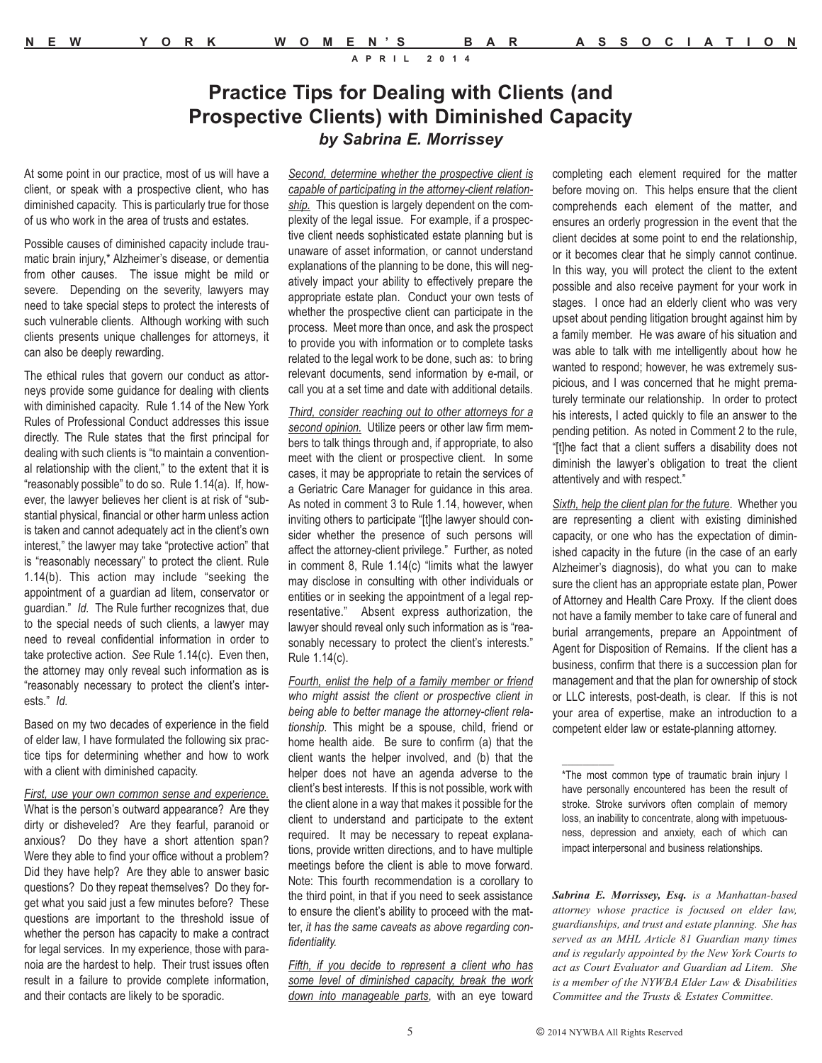# Practice Tips for Dealing with Clients (and Prospective Clients) with Diminished Capacity

***by Sabrina E. Morrissey***

At some point in our practice, most of us will have a client, or speak with a prospective client, who has diminished capacity. This is particularly true for those of us who work in the area of trusts and estates.

Possible causes of diminished capacity include traumatic brain injury,* Alzheimer's disease, or dementia from other causes. The issue might be mild or severe. Depending on the severity, lawyers may need to take special steps to protect the interests of such vulnerable clients. Although working with such clients presents unique challenges for attorneys, it can also be deeply rewarding.

The ethical rules that govern our conduct as attorneys provide some guidance for dealing with clients with diminished capacity. Rule 1.14 of the New York Rules of Professional Conduct addresses this issue directly. The Rule states that the first principal for dealing with such clients is "to maintain a conventional relationship with the client," to the extent that it is "reasonably possible" to do so. Rule 1.14(a). If, however, the lawyer believes her client is at risk of "substantial physical, financial or other harm unless action is taken and cannot adequately act in the client's own interest," the lawyer may take "protective action" that is "reasonably necessary" to protect the client. Rule 1.14(b). This action may include "seeking the appointment of a guardian ad litem, conservator or guardian." *Id.* The Rule further recognizes that, due to the special needs of such clients, a lawyer may need to reveal confidential information in order to take protective action. *See* Rule 1.14(c). Even then, the attorney may only reveal such information as is "reasonably necessary to protect the client's interests." *Id.*

Based on my two decades of experience in the field of elder law, I have formulated the following six practice tips for determining whether and how to work with a client with diminished capacity.

*First, use your own common sense and experience.* What is the person's outward appearance? Are they dirty or disheveled? Are they fearful, paranoid or anxious? Do they have a short attention span? Were they able to find your office without a problem? Did they have help? Are they able to answer basic questions? Do they repeat themselves? Do they forget what you said just a few minutes before? These questions are important to the threshold issue of whether the person has capacity to make a contract for legal services. In my experience, those with paranoia are the hardest to help. Their trust issues often result in a failure to provide complete information, and their contacts are likely to be sporadic.

*Second, determine whether the prospective client is capable of participating in the attorney-client relationship.* This question is largely dependent on the complexity of the legal issue. For example, if a prospective client needs sophisticated estate planning but is unaware of asset information, or cannot understand explanations of the planning to be done, this will negatively impact your ability to effectively prepare the appropriate estate plan. Conduct your own tests of whether the prospective client can participate in the process. Meet more than once, and ask the prospect to provide you with information or to complete tasks related to the legal work to be done, such as: to bring relevant documents, send information by e-mail, or call you at a set time and date with additional details.

*Third, consider reaching out to other attorneys for a second opinion.* Utilize peers or other law firm members to talk things through and, if appropriate, to also meet with the client or prospective client. In some cases, it may be appropriate to retain the services of a Geriatric Care Manager for guidance in this area. As noted in comment 3 to Rule 1.14, however, when inviting others to participate "[t]he lawyer should consider whether the presence of such persons will affect the attorney-client privilege." Further, as noted in comment 8, Rule 1.14(c) "limits what the lawyer may disclose in consulting with other individuals or entities or in seeking the appointment of a legal representative." Absent express authorization, the lawyer should reveal only such information as is "reasonably necessary to protect the client's interests." Rule 1.14(c).

*Fourth, enlist the help of a family member or friend who might assist the client or prospective client in being able to better manage the attorney-client relationship.* This might be a spouse, child, friend or home health aide. Be sure to confirm (a) that the client wants the helper involved, and (b) that the helper does not have an agenda adverse to the client's best interests. If this is not possible, work with the client alone in a way that makes it possible for the client to understand and participate to the extent required. It may be necessary to repeat explanations, provide written directions, and to have multiple meetings before the client is able to move forward. Note: This fourth recommendation is a corollary to the third point, in that if you need to seek assistance to ensure the client's ability to proceed with the matter, *it has the same caveats as above regarding confidentiality.*

*Fifth, if you decide to represent a client who has some level of diminished capacity, break the work down into manageable parts*, with an eye toward completing each element required for the matter before moving on. This helps ensure that the client comprehends each element of the matter, and ensures an orderly progression in the event that the client decides at some point to end the relationship, or it becomes clear that he simply cannot continue. In this way, you will protect the client to the extent possible and also receive payment for your work in stages. I once had an elderly client who was very upset about pending litigation brought against him by a family member. He was aware of his situation and was able to talk with me intelligently about how he wanted to respond; however, he was extremely suspicious, and I was concerned that he might prematurely terminate our relationship. In order to protect his interests, I acted quickly to file an answer to the pending petition. As noted in Comment 2 to the rule, "[t]he fact that a client suffers a disability does not diminish the lawyer's obligation to treat the client attentively and with respect."

*Sixth, help the client plan for the future*. Whether you are representing a client with existing diminished capacity, or one who has the expectation of diminished capacity in the future (in the case of an early Alzheimer's diagnosis), do what you can to make sure the client has an appropriate estate plan, Power of Attorney and Health Care Proxy. If the client does not have a family member to take care of funeral and burial arrangements, prepare an Appointment of Agent for Disposition of Remains. If the client has a business, confirm that there is a succession plan for management and that the plan for ownership of stock or LLC interests, post-death, is clear. If this is not your area of expertise, make an introduction to a competent elder law or estate-planning attorney.

---

*The most common type of traumatic brain injury I have personally encountered has been the result of stroke. Stroke survivors often complain of memory loss, an inability to concentrate, along with impetuousness, depression and anxiety, each of which can impact interpersonal and business relationships.

***Sabrina E. Morrissey, Esq.*** *is a Manhattan-based attorney whose practice is focused on elder law, guardianships, and trust and estate planning. She has served as an MHL Article 81 Guardian many times and is regularly appointed by the New York Courts to act as Court Evaluator and Guardian ad Litem. She is a member of the NYWBA Elder Law & Disabilities Committee and the Trusts & Estates Committee.*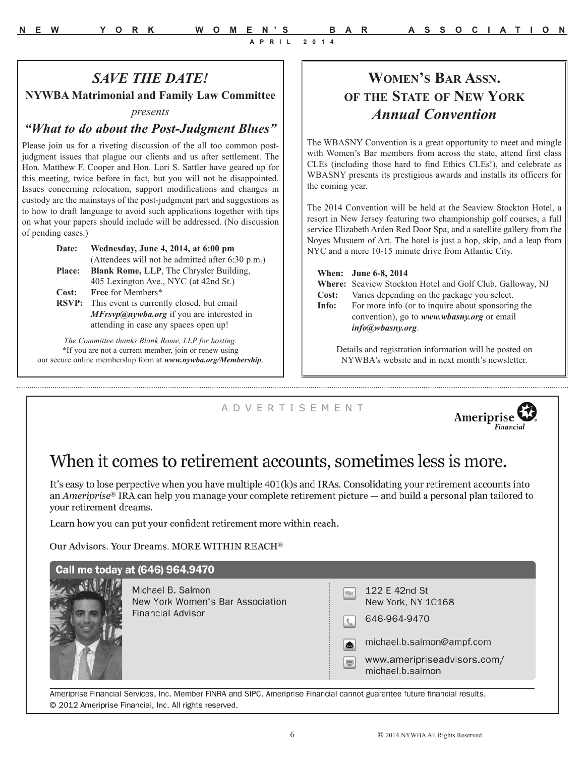## *SAVE THE DATE!*

**NYWBA Matrimonial and Family Law Committee**

*presents*

### *"What to do about the Post-Judgment Blues"*

Please join us for a riveting discussion of the all too common post-judgment issues that plague our clients and us after settlement. The Hon. Matthew F. Cooper and Hon. Lori S. Sattler have geared up for this meeting, twice before in fact, but you will not be disappointed. Issues concerning relocation, support modifications and changes in custody are the mainstays of the post-judgment part and suggestions as to how to draft language to avoid such applications together with tips on what your papers should include will be addressed. (No discussion of pending cases.)

**Date:** **Wednesday, June 4, 2014, at 6:00 pm** (Attendees will not be admitted after 6:30 p.m.)
**Place:** **Blank Rome, LLP**, The Chrysler Building, 405 Lexington Ave., NYC (at 42nd St.)
**Cost:** **Free** for Members*
**RSVP:** This event is currently closed, but email ***MFrsvp@nywba.org*** if you are interested in attending in case any spaces open up!

*The Committee thanks Blank Rome, LLP for hosting.*
*If you are not a current member, join or renew using our secure online membership form at ***www.nywba.org/Membership***.

## Women's Bar Assn. of the State of New York *Annual Convention*

The WBASNY Convention is a great opportunity to meet and mingle with Women's Bar members from across the state, attend first class CLEs (including those hard to find Ethics CLEs!), and celebrate as WBASNY presents its prestigious awards and installs its officers for the coming year.

The 2014 Convention will be held at the Seaview Stockton Hotel, a resort in New Jersey featuring two championship golf courses, a full service Elizabeth Arden Red Door Spa, and a satellite gallery from the Noyes Musuem of Art. The hotel is just a hop, skip, and a leap from NYC and a mere 10-15 minute drive from Atlantic City.

**When:** **June 6-8, 2014**
**Where:** Seaview Stockton Hotel and Golf Club, Galloway, NJ
**Cost:** Varies depending on the package you select.
**Info:** For more info (or to inquire about sponsoring the convention), go to ***www.wbasny.org*** or email ***info@wbasny.org***.

Details and registration information will be posted on NYWBA's website and in next month's newsletter.

---

ADVERTISEMENT

Ameriprise Financial

## When it comes to retirement accounts, sometimes less is more.

It's easy to lose perpective when you have multiple 401(k)s and IRAs. Consolidating your retirement accounts into an *Ameriprise*® IRA can help you manage your complete retirement picture — and build a personal plan tailored to your retirement dreams.

Learn how you can put your confident retirement more within reach.

Our Advisors. Your Dreams. MORE WITHIN REACH®

**Call me today at (646) 964.9470**

Michael B. Salmon
New York Women's Bar Association
Financial Advisor

122 E 42nd St
New York, NY 10168
646-964-9470
michael.b.salmon@ampf.com
www.ameripriseadvisors.com/michael.b.salmon

Ameriprise Financial Services, Inc. Member FINRA and SIPC. Ameriprise Financial cannot guarantee future financial results.
© 2012 Ameriprise Financial, Inc. All rights reserved.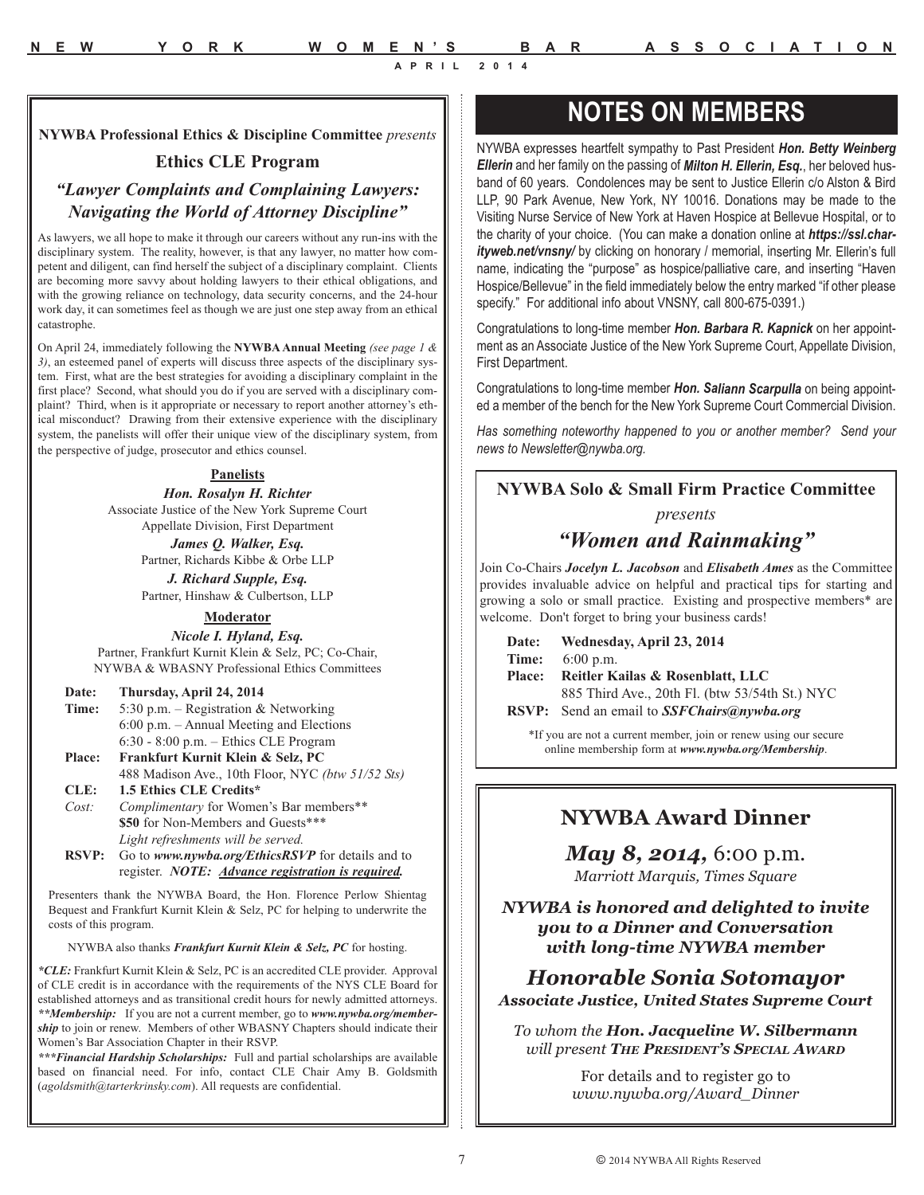**NYWBA Professional Ethics & Discipline Committee** *presents*

## Ethics CLE Program

### *"Lawyer Complaints and Complaining Lawyers: Navigating the World of Attorney Discipline"*

As lawyers, we all hope to make it through our careers without any run-ins with the disciplinary system. The reality, however, is that any lawyer, no matter how competent and diligent, can find herself the subject of a disciplinary complaint. Clients are becoming more savvy about holding lawyers to their ethical obligations, and with the growing reliance on technology, data security concerns, and the 24-hour work day, it can sometimes feel as though we are just one step away from an ethical catastrophe.

On April 24, immediately following the **NYWBA Annual Meeting** *(see page 1 & 3)*, an esteemed panel of experts will discuss three aspects of the disciplinary system. First, what are the best strategies for avoiding a disciplinary complaint in the first place? Second, what should you do if you are served with a disciplinary complaint? Third, when is it appropriate or necessary to report another attorney's ethical misconduct? Drawing from their extensive experience with the disciplinary system, the panelists will offer their unique view of the disciplinary system, from the perspective of judge, prosecutor and ethics counsel.

**Panelists**

***Hon. Rosalyn H. Richter***
Associate Justice of the New York Supreme Court
Appellate Division, First Department

***James Q. Walker, Esq.***
Partner, Richards Kibbe & Orbe LLP

***J. Richard Supple, Esq.***
Partner, Hinshaw & Culbertson, LLP

**Moderator**

***Nicole I. Hyland, Esq.***
Partner, Frankfurt Kurnit Klein & Selz, PC; Co-Chair, NYWBA & WBASNY Professional Ethics Committees

**Date:** **Thursday, April 24, 2014**
**Time:** 5:30 p.m. – Registration & Networking
6:00 p.m. – Annual Meeting and Elections
6:30 - 8:00 p.m. – Ethics CLE Program
**Place:** **Frankfurt Kurnit Klein & Selz, PC**
488 Madison Ave., 10th Floor, NYC *(btw 51/52 Sts)*
**CLE:** **1.5 Ethics CLE Credits***
*Cost:* *Complimentary* for Women's Bar members**
**$50** for Non-Members and Guests***
*Light refreshments will be served.*
**RSVP:** Go to ***www.nywba.org/EthicsRSVP*** for details and to register. ***NOTE: Advance registration is required.***

Presenters thank the NYWBA Board, the Hon. Florence Perlow Shientag Bequest and Frankfurt Kurnit Klein & Selz, PC for helping to underwrite the costs of this program.

NYWBA also thanks ***Frankfurt Kurnit Klein & Selz, PC*** for hosting.

***CLE:*** Frankfurt Kurnit Klein & Selz, PC is an accredited CLE provider. Approval of CLE credit is in accordance with the requirements of the NYS CLE Board for established attorneys and as transitional credit hours for newly admitted attorneys.
*****Membership:*** If you are not a current member, go to ***www.nywba.org/membership*** to join or renew. Members of other WBASNY Chapters should indicate their Women's Bar Association Chapter in their RSVP.
******Financial Hardship Scholarships:*** Full and partial scholarships are available based on financial need. For info, contact CLE Chair Amy B. Goldsmith (*agoldsmith@tarterkrinsky.com*). All requests are confidential.

# NOTES ON MEMBERS

NYWBA expresses heartfelt sympathy to Past President ***Hon. Betty Weinberg Ellerin*** and her family on the passing of ***Milton H. Ellerin, Esq.***, her beloved husband of 60 years. Condolences may be sent to Justice Ellerin c/o Alston & Bird LLP, 90 Park Avenue, New York, NY 10016. Donations may be made to the Visiting Nurse Service of New York at Haven Hospice at Bellevue Hospital, or to the charity of your choice. (You can make a donation online at ***https://ssl.charityweb.net/vnsny/*** by clicking on honorary / memorial, inserting Mr. Ellerin's full name, indicating the "purpose" as hospice/palliative care, and inserting "Haven Hospice/Bellevue" in the field immediately below the entry marked "if other please specify." For additional info about VNSNY, call 800-675-0391.)

Congratulations to long-time member ***Hon. Barbara R. Kapnick*** on her appointment as an Associate Justice of the New York Supreme Court, Appellate Division, First Department.

Congratulations to long-time member ***Hon. Saliann Scarpulla*** on being appointed a member of the bench for the New York Supreme Court Commercial Division.

*Has something noteworthy happened to you or another member? Send your news to Newsletter@nywba.org.*

**NYWBA Solo & Small Firm Practice Committee**

*presents*

### *"Women and Rainmaking"*

Join Co-Chairs ***Jocelyn L. Jacobson*** and ***Elisabeth Ames*** as the Committee provides invaluable advice on helpful and practical tips for starting and growing a solo or small practice. Existing and prospective members* are welcome. Don't forget to bring your business cards!

**Date:** **Wednesday, April 23, 2014**
**Time:** 6:00 p.m.
**Place:** **Reitler Kailas & Rosenblatt, LLC**
885 Third Ave., 20th Fl. (btw 53/54th St.) NYC
**RSVP:** Send an email to ***SSFChairs@nywba.org***

*If you are not a current member, join or renew using our secure online membership form at ***www.nywba.org/Membership***.

## NYWBA Award Dinner

***May 8, 2014,*** 6:00 p.m.
*Marriott Marquis, Times Square*

***NYWBA is honored and delighted to invite you to a Dinner and Conversation with long-time NYWBA member***

### *Honorable Sonia Sotomayor*

***Associate Justice, United States Supreme Court***

*To whom the **Hon. Jacqueline W. Silbermann** will present **THE PRESIDENT'S SPECIAL AWARD***

For details and to register go to
*www.nywba.org/Award_Dinner*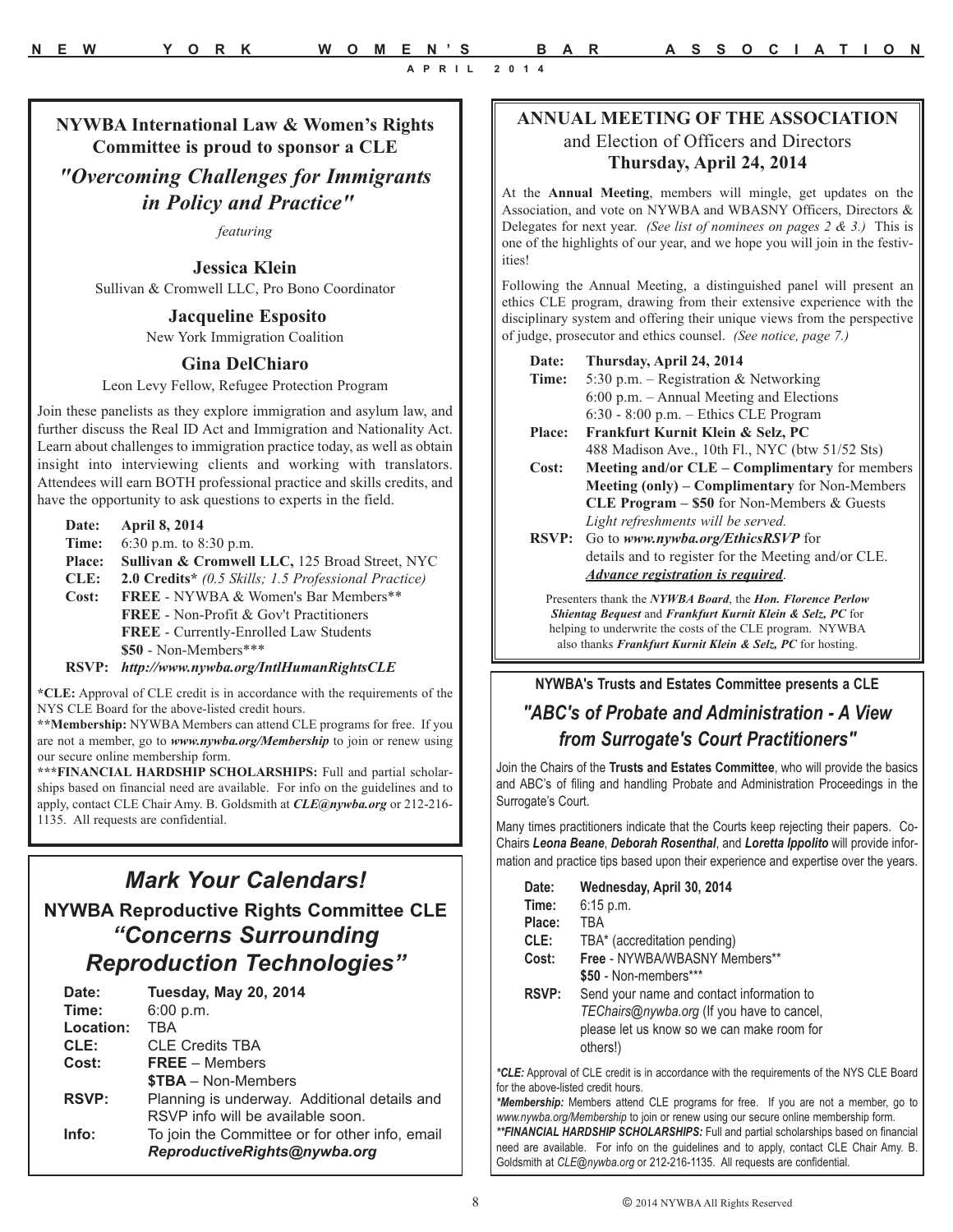## NYWBA International Law & Women's Rights Committee is proud to sponsor a CLE

### *"Overcoming Challenges for Immigrants in Policy and Practice"*

*featuring*

**Jessica Klein**
Sullivan & Cromwell LLC, Pro Bono Coordinator

**Jacqueline Esposito**
New York Immigration Coalition

**Gina DelChiaro**
Leon Levy Fellow, Refugee Protection Program

Join these panelists as they explore immigration and asylum law, and further discuss the Real ID Act and Immigration and Nationality Act. Learn about challenges to immigration practice today, as well as obtain insight into interviewing clients and working with translators. Attendees will earn BOTH professional practice and skills credits, and have the opportunity to ask questions to experts in the field.

**Date:** **April 8, 2014**
**Time:** 6:30 p.m. to 8:30 p.m.
**Place:** **Sullivan & Cromwell LLC,** 125 Broad Street, NYC
**CLE:** **2.0 Credits*** *(0.5 Skills; 1.5 Professional Practice)*
**Cost:** **FREE** - NYWBA & Women's Bar Members**
**FREE** - Non-Profit & Gov't Practitioners
**FREE** - Currently-Enrolled Law Students
**$50** - Non-Members***
**RSVP:** ***http://www.nywba.org/IntlHumanRightsCLE***

***CLE:** Approval of CLE credit is in accordance with the requirements of the NYS CLE Board for the above-listed credit hours.
****Membership:** NYWBA Members can attend CLE programs for free. If you are not a member, go to ***www.nywba.org/Membership*** to join or renew using our secure online membership form.
*****FINANCIAL HARDSHIP SCHOLARSHIPS:** Full and partial scholarships based on financial need are available. For info on the guidelines and to apply, contact CLE Chair Amy. B. Goldsmith at ***CLE@nywba.org*** or 212-216-1135. All requests are confidential.

## *Mark Your Calendars!*

### NYWBA Reproductive Rights Committee CLE
### *"Concerns Surrounding Reproduction Technologies"*

**Date:** **Tuesday, May 20, 2014**
**Time:** 6:00 p.m.
**Location:** TBA
**CLE:** CLE Credits TBA
**Cost:** **FREE** – Members
**$TBA** – Non-Members
**RSVP:** Planning is underway. Additional details and RSVP info will be available soon.
**Info:** To join the Committee or for other info, email ***ReproductiveRights@nywba.org***

## ANNUAL MEETING OF THE ASSOCIATION
### and Election of Officers and Directors
### Thursday, April 24, 2014

At the **Annual Meeting**, members will mingle, get updates on the Association, and vote on NYWBA and WBASNY Officers, Directors & Delegates for next year. *(See list of nominees on pages 2 & 3.)* This is one of the highlights of our year, and we hope you will join in the festivities!

Following the Annual Meeting, a distinguished panel will present an ethics CLE program, drawing from their extensive experience with the disciplinary system and offering their unique views from the perspective of judge, prosecutor and ethics counsel. *(See notice, page 7.)*

**Date:** **Thursday, April 24, 2014**
**Time:** 5:30 p.m. – Registration & Networking
6:00 p.m. – Annual Meeting and Elections
6:30 - 8:00 p.m. – Ethics CLE Program
**Place:** **Frankfurt Kurnit Klein & Selz, PC**
488 Madison Ave., 10th Fl., NYC (btw 51/52 Sts)
**Cost:** **Meeting and/or CLE – Complimentary** for members
**Meeting (only) – Complimentary** for Non-Members
**CLE Program – $50** for Non-Members & Guests
*Light refreshments will be served.*
**RSVP:** Go to ***www.nywba.org/EthicsRSVP*** for details and to register for the Meeting and/or CLE. ***Advance registration is required***.

Presenters thank the ***NYWBA Board***, the ***Hon. Florence Perlow Shientag Bequest*** and ***Frankfurt Kurnit Klein & Selz, PC*** for helping to underwrite the costs of the CLE program. NYWBA also thanks ***Frankfurt Kurnit Klein & Selz, PC*** for hosting.

## NYWBA's Trusts and Estates Committee presents a CLE

### *"ABC's of Probate and Administration - A View from Surrogate's Court Practitioners"*

Join the Chairs of the **Trusts and Estates Committee**, who will provide the basics and ABC's of filing and handling Probate and Administration Proceedings in the Surrogate's Court.

Many times practitioners indicate that the Courts keep rejecting their papers. Co-Chairs ***Leona Beane***, ***Deborah Rosenthal***, and ***Loretta Ippolito*** will provide information and practice tips based upon their experience and expertise over the years.

**Date:** **Wednesday, April 30, 2014**
**Time:** 6:15 p.m.
**Place:** TBA
**CLE:** TBA* (accreditation pending)
**Cost:** **Free** - NYWBA/WBASNY Members**
**$50** - Non-members***
**RSVP:** Send your name and contact information to *TEChairs@nywba.org* (If you have to cancel, please let us know so we can make room for others!)

****CLE:*** Approval of CLE credit is in accordance with the requirements of the NYS CLE Board for the above-listed credit hours.
****Membership:*** Members attend CLE programs for free. If you are not a member, go to *www.nywba.org/Membership* to join or renew using our secure online membership form.
*****FINANCIAL HARDSHIP SCHOLARSHIPS:*** Full and partial scholarships based on financial need are available. For info on the guidelines and to apply, contact CLE Chair Amy. B. Goldsmith at *CLE@nywba.org* or 212-216-1135. All requests are confidential.

© 2014 NYWBA All Rights Reserved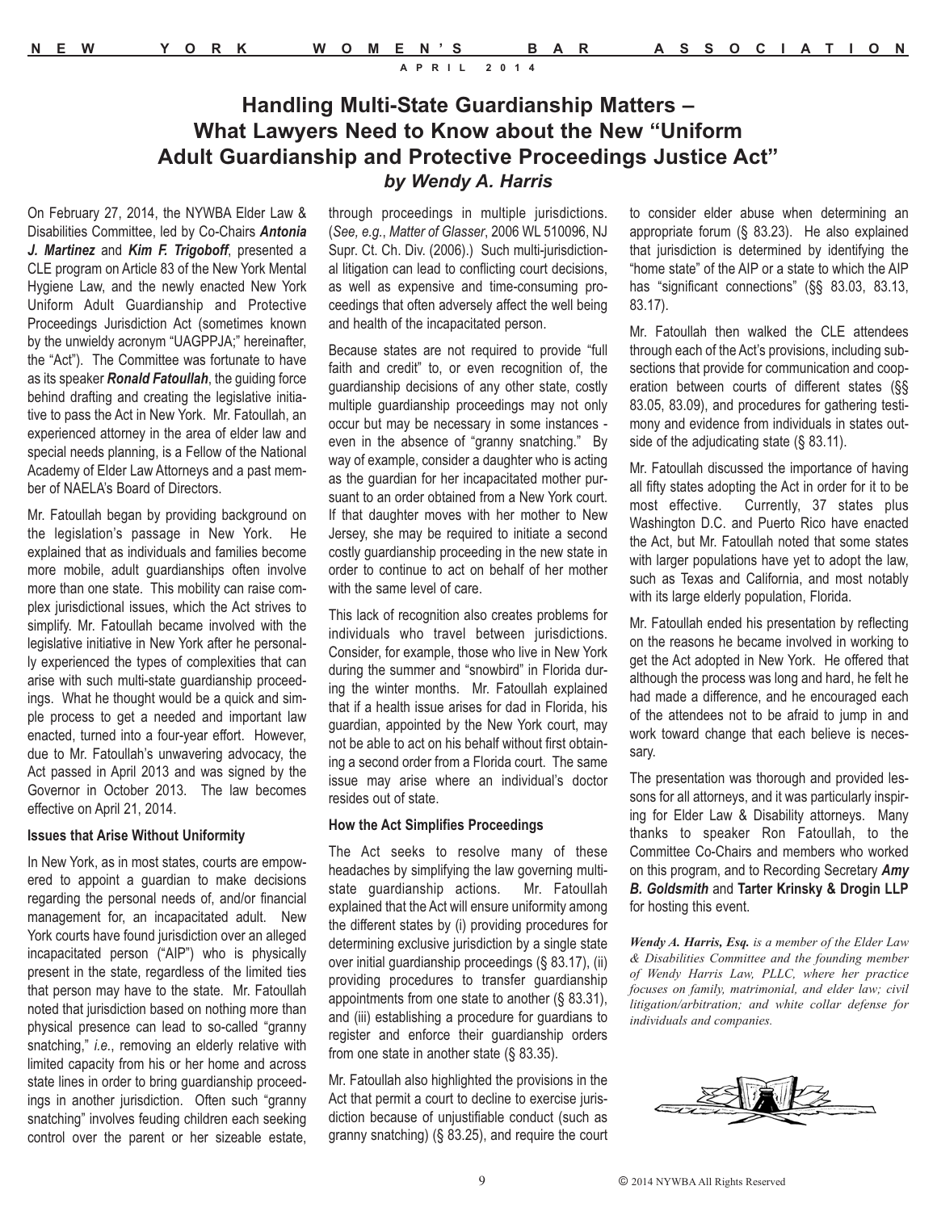# Handling Multi-State Guardianship Matters – What Lawyers Need to Know about the New "Uniform Adult Guardianship and Protective Proceedings Justice Act"

***by Wendy A. Harris***

On February 27, 2014, the NYWBA Elder Law & Disabilities Committee, led by Co-Chairs ***Antonia J. Martinez*** and ***Kim F. Trigoboff***, presented a CLE program on Article 83 of the New York Mental Hygiene Law, and the newly enacted New York Uniform Adult Guardianship and Protective Proceedings Jurisdiction Act (sometimes known by the unwieldy acronym "UAGPPJA;" hereinafter, the "Act"). The Committee was fortunate to have as its speaker ***Ronald Fatoullah***, the guiding force behind drafting and creating the legislative initiative to pass the Act in New York. Mr. Fatoullah, an experienced attorney in the area of elder law and special needs planning, is a Fellow of the National Academy of Elder Law Attorneys and a past member of NAELA's Board of Directors.

Mr. Fatoullah began by providing background on the legislation's passage in New York. He explained that as individuals and families become more mobile, adult guardianships often involve more than one state. This mobility can raise complex jurisdictional issues, which the Act strives to simplify. Mr. Fatoullah became involved with the legislative initiative in New York after he personally experienced the types of complexities that can arise with such multi-state guardianship proceedings. What he thought would be a quick and simple process to get a needed and important law enacted, turned into a four-year effort. However, due to Mr. Fatoullah's unwavering advocacy, the Act passed in April 2013 and was signed by the Governor in October 2013. The law becomes effective on April 21, 2014.

**Issues that Arise Without Uniformity**

In New York, as in most states, courts are empowered to appoint a guardian to make decisions regarding the personal needs of, and/or financial management for, an incapacitated adult. New York courts have found jurisdiction over an alleged incapacitated person ("AIP") who is physically present in the state, regardless of the limited ties that person may have to the state. Mr. Fatoullah noted that jurisdiction based on nothing more than physical presence can lead to so-called "granny snatching," *i.e.*, removing an elderly relative with limited capacity from his or her home and across state lines in order to bring guardianship proceedings in another jurisdiction. Often such "granny snatching" involves feuding children each seeking control over the parent or her sizeable estate, through proceedings in multiple jurisdictions. (*See, e.g., Matter of Glasser*, 2006 WL 510096, NJ Supr. Ct. Ch. Div. (2006).) Such multi-jurisdictional litigation can lead to conflicting court decisions, as well as expensive and time-consuming proceedings that often adversely affect the well being and health of the incapacitated person.

Because states are not required to provide "full faith and credit" to, or even recognition of, the guardianship decisions of any other state, costly multiple guardianship proceedings may not only occur but may be necessary in some instances - even in the absence of "granny snatching." By way of example, consider a daughter who is acting as the guardian for her incapacitated mother pursuant to an order obtained from a New York court. If that daughter moves with her mother to New Jersey, she may be required to initiate a second costly guardianship proceeding in the new state in order to continue to act on behalf of her mother with the same level of care.

This lack of recognition also creates problems for individuals who travel between jurisdictions. Consider, for example, those who live in New York during the summer and "snowbird" in Florida during the winter months. Mr. Fatoullah explained that if a health issue arises for dad in Florida, his guardian, appointed by the New York court, may not be able to act on his behalf without first obtaining a second order from a Florida court. The same issue may arise where an individual's doctor resides out of state.

**How the Act Simplifies Proceedings**

The Act seeks to resolve many of these headaches by simplifying the law governing multi-state guardianship actions. Mr. Fatoullah explained that the Act will ensure uniformity among the different states by (i) providing procedures for determining exclusive jurisdiction by a single state over initial guardianship proceedings (§ 83.17), (ii) providing procedures to transfer guardianship appointments from one state to another (§ 83.31), and (iii) establishing a procedure for guardians to register and enforce their guardianship orders from one state in another state (§ 83.35).

Mr. Fatoullah also highlighted the provisions in the Act that permit a court to decline to exercise jurisdiction because of unjustifiable conduct (such as granny snatching) (§ 83.25), and require the court to consider elder abuse when determining an appropriate forum (§ 83.23). He also explained that jurisdiction is determined by identifying the "home state" of the AIP or a state to which the AIP has "significant connections" (§§ 83.03, 83.13, 83.17).

Mr. Fatoullah then walked the CLE attendees through each of the Act's provisions, including subsections that provide for communication and cooperation between courts of different states (§§ 83.05, 83.09), and procedures for gathering testimony and evidence from individuals in states outside of the adjudicating state (§ 83.11).

Mr. Fatoullah discussed the importance of having all fifty states adopting the Act in order for it to be most effective. Currently, 37 states plus Washington D.C. and Puerto Rico have enacted the Act, but Mr. Fatoullah noted that some states with larger populations have yet to adopt the law, such as Texas and California, and most notably with its large elderly population, Florida.

Mr. Fatoullah ended his presentation by reflecting on the reasons he became involved in working to get the Act adopted in New York. He offered that although the process was long and hard, he felt he had made a difference, and he encouraged each of the attendees not to be afraid to jump in and work toward change that each believe is necessary.

The presentation was thorough and provided lessons for all attorneys, and it was particularly inspiring for Elder Law & Disability attorneys. Many thanks to speaker Ron Fatoullah, to the Committee Co-Chairs and members who worked on this program, and to Recording Secretary ***Amy B. Goldsmith*** and **Tarter Krinsky & Drogin LLP** for hosting this event.

***Wendy A. Harris, Esq.*** *is a member of the Elder Law & Disabilities Committee and the founding member of Wendy Harris Law, PLLC, where her practice focuses on family, matrimonial, and elder law; civil litigation/arbitration; and white collar defense for individuals and companies.*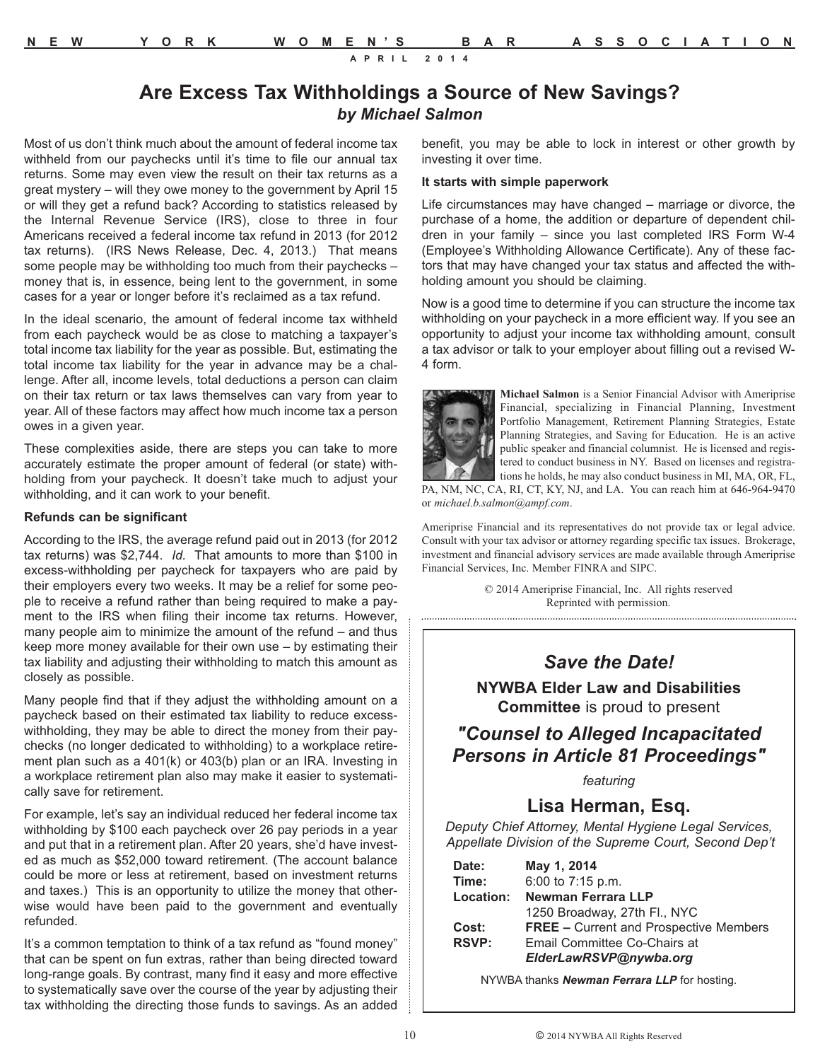# Are Excess Tax Withholdings a Source of New Savings?

***by Michael Salmon***

Most of us don't think much about the amount of federal income tax withheld from our paychecks until it's time to file our annual tax returns. Some may even view the result on their tax returns as a great mystery – will they owe money to the government by April 15 or will they get a refund back? According to statistics released by the Internal Revenue Service (IRS), close to three in four Americans received a federal income tax refund in 2013 (for 2012 tax returns). (IRS News Release, Dec. 4, 2013.) That means some people may be withholding too much from their paychecks – money that is, in essence, being lent to the government, in some cases for a year or longer before it's reclaimed as a tax refund.

In the ideal scenario, the amount of federal income tax withheld from each paycheck would be as close to matching a taxpayer's total income tax liability for the year as possible. But, estimating the total income tax liability for the year in advance may be a challenge. After all, income levels, total deductions a person can claim on their tax return or tax laws themselves can vary from year to year. All of these factors may affect how much income tax a person owes in a given year.

These complexities aside, there are steps you can take to more accurately estimate the proper amount of federal (or state) withholding from your paycheck. It doesn't take much to adjust your withholding, and it can work to your benefit.

**Refunds can be significant**

According to the IRS, the average refund paid out in 2013 (for 2012 tax returns) was $2,744. *Id.* That amounts to more than $100 in excess-withholding per paycheck for taxpayers who are paid by their employers every two weeks. It may be a relief for some people to receive a refund rather than being required to make a payment to the IRS when filing their income tax returns. However, many people aim to minimize the amount of the refund – and thus keep more money available for their own use – by estimating their tax liability and adjusting their withholding to match this amount as closely as possible.

Many people find that if they adjust the withholding amount on a paycheck based on their estimated tax liability to reduce excess-withholding, they may be able to direct the money from their paychecks (no longer dedicated to withholding) to a workplace retirement plan such as a 401(k) or 403(b) plan or an IRA. Investing in a workplace retirement plan also may make it easier to systematically save for retirement.

For example, let's say an individual reduced her federal income tax withholding by $100 each paycheck over 26 pay periods in a year and put that in a retirement plan. After 20 years, she'd have invested as much as $52,000 toward retirement. (The account balance could be more or less at retirement, based on investment returns and taxes.) This is an opportunity to utilize the money that otherwise would have been paid to the government and eventually refunded.

It's a common temptation to think of a tax refund as "found money" that can be spent on fun extras, rather than being directed toward long-range goals. By contrast, many find it easy and more effective to systematically save over the course of the year by adjusting their tax withholding the directing those funds to savings. As an added benefit, you may be able to lock in interest or other growth by investing it over time.

**It starts with simple paperwork**

Life circumstances may have changed – marriage or divorce, the purchase of a home, the addition or departure of dependent children in your family – since you last completed IRS Form W-4 (Employee's Withholding Allowance Certificate). Any of these factors that may have changed your tax status and affected the withholding amount you should be claiming.

Now is a good time to determine if you can structure the income tax withholding on your paycheck in a more efficient way. If you see an opportunity to adjust your income tax withholding amount, consult a tax advisor or talk to your employer about filling out a revised W-4 form.

**Michael Salmon** is a Senior Financial Advisor with Ameriprise Financial, specializing in Financial Planning, Investment Portfolio Management, Retirement Planning Strategies, Estate Planning Strategies, and Saving for Education. He is an active public speaker and financial columnist. He is licensed and registered to conduct business in NY. Based on licenses and registrations he holds, he may also conduct business in MI, MA, OR, FL, PA, NM, NC, CA, RI, CT, KY, NJ, and LA. You can reach him at 646-964-9470 or *michael.b.salmon@ampf.com*.

Ameriprise Financial and its representatives do not provide tax or legal advice. Consult with your tax advisor or attorney regarding specific tax issues. Brokerage, investment and financial advisory services are made available through Ameriprise Financial Services, Inc. Member FINRA and SIPC.

© 2014 Ameriprise Financial, Inc. All rights reserved
Reprinted with permission.

---

## *Save the Date!*

**NYWBA Elder Law and Disabilities Committee** is proud to present

## *"Counsel to Alleged Incapacitated Persons in Article 81 Proceedings"*

*featuring*

## Lisa Herman, Esq.

*Deputy Chief Attorney, Mental Hygiene Legal Services, Appellate Division of the Supreme Court, Second Dep't*

**Date:** **May 1, 2014**
**Time:** 6:00 to 7:15 p.m.
**Location:** **Newman Ferrara LLP**
1250 Broadway, 27th Fl., NYC
**Cost:** **FREE –** Current and Prospective Members
**RSVP:** Email Committee Co-Chairs at ***ElderLawRSVP@nywba.org***

NYWBA thanks ***Newman Ferrara LLP*** for hosting.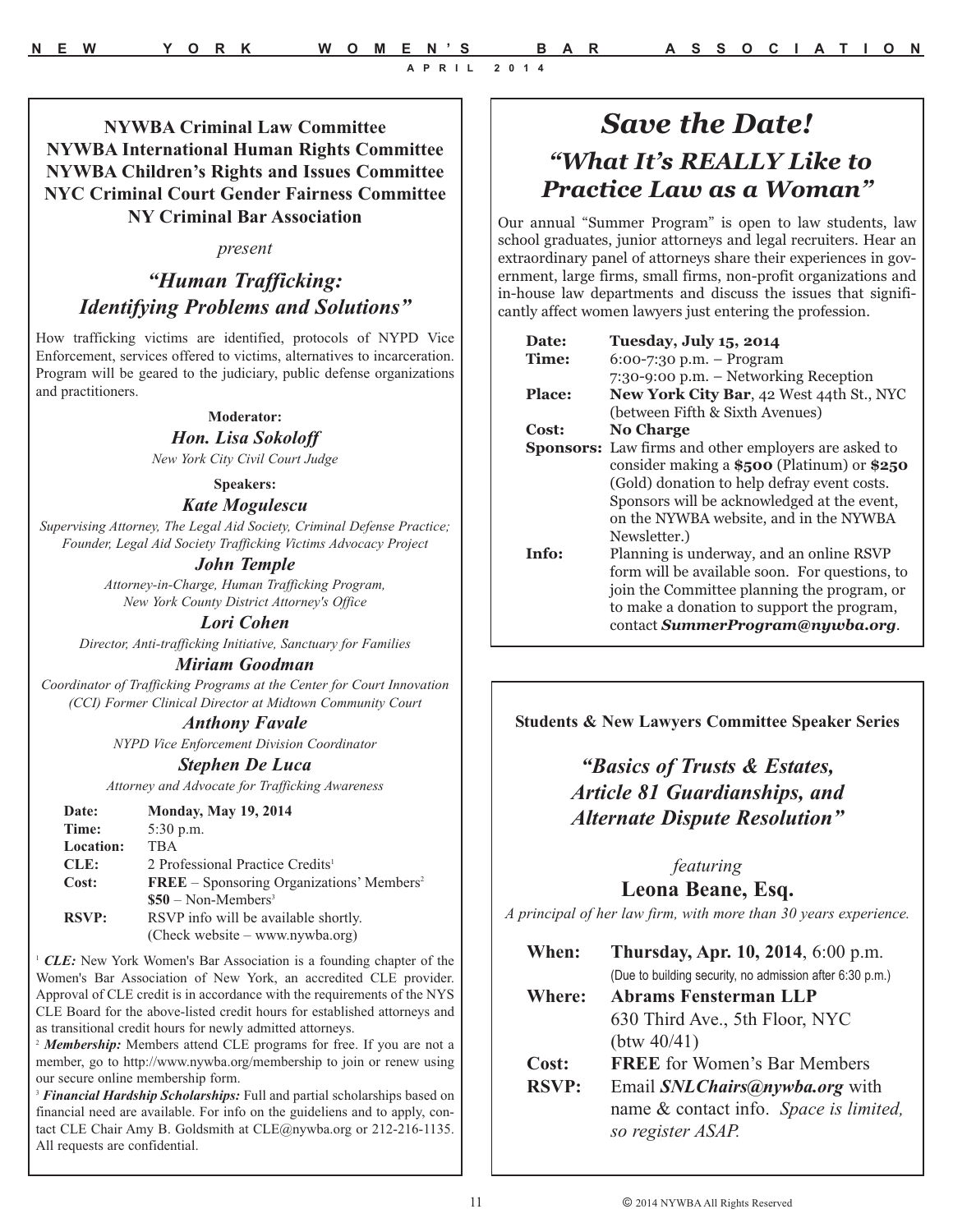**NYWBA Criminal Law Committee**
**NYWBA International Human Rights Committee**
**NYWBA Children's Rights and Issues Committee**
**NYC Criminal Court Gender Fairness Committee**
**NY Criminal Bar Association**

*present*

## *"Human Trafficking: Identifying Problems and Solutions"*

How trafficking victims are identified, protocols of NYPD Vice Enforcement, services offered to victims, alternatives to incarceration. Program will be geared to the judiciary, public defense organizations and practitioners.

**Moderator:**

***Hon. Lisa Sokoloff***
*New York City Civil Court Judge*

**Speakers:**

***Kate Mogulescu***
*Supervising Attorney, The Legal Aid Society, Criminal Defense Practice; Founder, Legal Aid Society Trafficking Victims Advocacy Project*

***John Temple***
*Attorney-in-Charge, Human Trafficking Program, New York County District Attorney's Office*

***Lori Cohen***
*Director, Anti-trafficking Initiative, Sanctuary for Families*

***Miriam Goodman***
*Coordinator of Trafficking Programs at the Center for Court Innovation (CCI) Former Clinical Director at Midtown Community Court*

***Anthony Favale***
*NYPD Vice Enforcement Division Coordinator*

***Stephen De Luca***
*Attorney and Advocate for Trafficking Awareness*

| | |
|---|---|
| **Date:** | **Monday, May 19, 2014** |
| **Time:** | 5:30 p.m. |
| **Location:** | TBA |
| **CLE:** | 2 Professional Practice Credits[1] |
| **Cost:** | **FREE** – Sponsoring Organizations' Members[2] |
| | **$50** – Non-Members[3] |
| **RSVP:** | RSVP info will be available shortly. (Check website – www.nywba.org) |

[1] ***CLE:*** New York Women's Bar Association is a founding chapter of the Women's Bar Association of New York, an accredited CLE provider. Approval of CLE credit is in accordance with the requirements of the NYS CLE Board for the above-listed credit hours for established attorneys and as transitional credit hours for newly admitted attorneys.

[2] ***Membership:*** Members attend CLE programs for free. If you are not a member, go to http://www.nywba.org/membership to join or renew using our secure online membership form.

[3] ***Financial Hardship Scholarships:*** Full and partial scholarships based on financial need are available. For info on the guideliens and to apply, contact CLE Chair Amy B. Goldsmith at CLE@nywba.org or 212-216-1135. All requests are confidential.

---

# *Save the Date!*

## *"What It's REALLY Like to Practice Law as a Woman"*

Our annual "Summer Program" is open to law students, law school graduates, junior attorneys and legal recruiters. Hear an extraordinary panel of attorneys share their experiences in government, large firms, small firms, non-profit organizations and in-house law departments and discuss the issues that significantly affect women lawyers just entering the profession.

| | |
|---|---|
| **Date:** | **Tuesday, July 15, 2014** |
| **Time:** | 6:00-7:30 p.m. – Program |
| | 7:30-9:00 p.m. – Networking Reception |
| **Place:** | **New York City Bar**, 42 West 44th St., NYC (between Fifth & Sixth Avenues) |
| **Cost:** | **No Charge** |
| **Sponsors:** | Law firms and other employers are asked to consider making a **$500** (Platinum) or **$250** (Gold) donation to help defray event costs. Sponsors will be acknowledged at the event, on the NYWBA website, and in the NYWBA Newsletter.) |
| **Info:** | Planning is underway, and an online RSVP form will be available soon. For questions, to join the Committee planning the program, or to make a donation to support the program, contact ***SummerProgram@nywba.org***. |

---

**Students & New Lawyers Committee Speaker Series**

## *"Basics of Trusts & Estates, Article 81 Guardianships, and Alternate Dispute Resolution"*

*featuring*

**Leona Beane, Esq.**

*A principal of her law firm, with more than 30 years experience.*

| | |
|---|---|
| **When:** | **Thursday, Apr. 10, 2014**, 6:00 p.m. (Due to building security, no admission after 6:30 p.m.) |
| **Where:** | **Abrams Fensterman LLP** 630 Third Ave., 5th Floor, NYC (btw 40/41) |
| **Cost:** | **FREE** for Women's Bar Members |
| **RSVP:** | Email ***SNLChairs@nywba.org*** with name & contact info. *Space is limited, so register ASAP.* |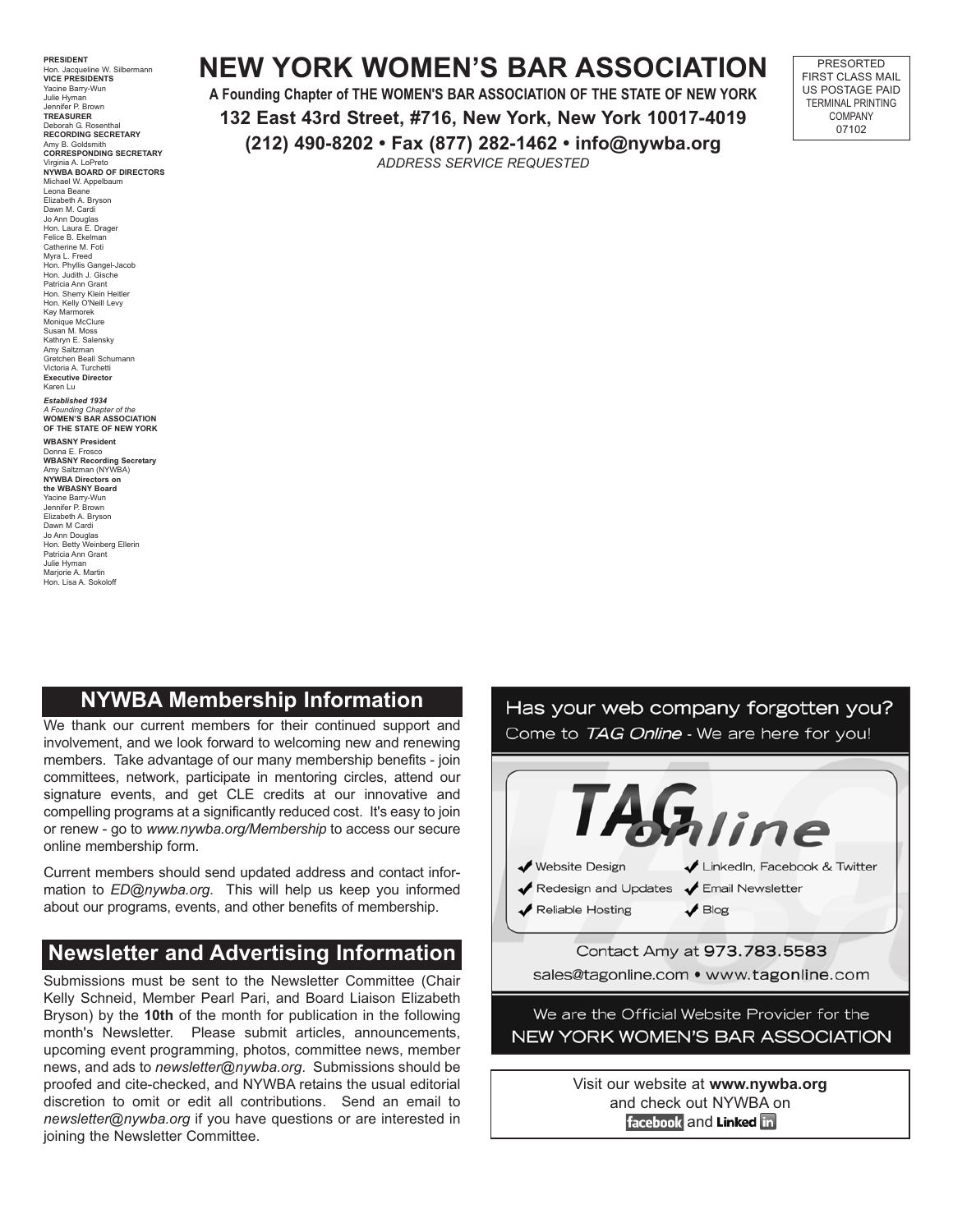**PRESIDENT**
Hon. Jacqueline W. Silbermann
**VICE PRESIDENTS**
Yacine Barry-Wun
Julie Hyman
Jennifer P. Brown
**TREASURER**
Deborah G. Rosenthal
**RECORDING SECRETARY**
Amy B. Goldsmith
**CORRESPONDING SECRETARY**
Virginia A. LoPreto
**NYWBA BOARD OF DIRECTORS**
Michael W. Appelbaum
Leona Beane
Elizabeth A. Bryson
Dawn M. Cardi
Jo Ann Douglas
Hon. Laura E. Drager
Felice B. Ekelman
Catherine M. Foti
Myra L. Freed
Hon. Phyllis Gangel-Jacob
Hon. Judith J. Gische
Patricia Ann Grant
Hon. Sherry Klein Heitler
Hon. Kelly O'Neill Levy
Kay Marmorek
Monique McClure
Susan M. Moss
Kathryn E. Salensky
Amy Saltzman
Gretchen Beall Schumann
Victoria A. Turchetti
**Executive Director**
Karen Lu

***Established 1934***
*A Founding Chapter of the*
**WOMEN'S BAR ASSOCIATION OF THE STATE OF NEW YORK**

**WBASNY President**
Donna E. Frosco
**WBASNY Recording Secretary**
Amy Saltzman (NYWBA)
**NYWBA Directors on the WBASNY Board**
Yacine Barry-Wun
Jennifer P. Brown
Elizabeth A. Bryson
Dawn M Cardi
Jo Ann Douglas
Hon. Betty Weinberg Ellerin
Patricia Ann Grant
Julie Hyman
Marjorie A. Martin
Hon. Lisa A. Sokoloff

# NEW YORK WOMEN'S BAR ASSOCIATION

**A Founding Chapter of THE WOMEN'S BAR ASSOCIATION OF THE STATE OF NEW YORK**

**132 East 43rd Street, #716, New York, New York 10017-4019**

**(212) 490-8202 • Fax (877) 282-1462 • info@nywba.org**

*ADDRESS SERVICE REQUESTED*

PRESORTED
FIRST CLASS MAIL
US POSTAGE PAID
TERMINAL PRINTING COMPANY
07102

## NYWBA Membership Information

We thank our current members for their continued support and involvement, and we look forward to welcoming new and renewing members. Take advantage of our many membership benefits - join committees, network, participate in mentoring circles, attend our signature events, and get CLE credits at our innovative and compelling programs at a significantly reduced cost. It's easy to join or renew - go to *www.nywba.org/Membership* to access our secure online membership form.

Current members should send updated address and contact information to *ED@nywba.org*. This will help us keep you informed about our programs, events, and other benefits of membership.

## Newsletter and Advertising Information

Submissions must be sent to the Newsletter Committee (Chair Kelly Schneid, Member Pearl Pari, and Board Liaison Elizabeth Bryson) by the **10th** of the month for publication in the following month's Newsletter. Please submit articles, announcements, upcoming event programming, photos, committee news, member news, and ads to *newsletter@nywba.org*. Submissions should be proofed and cite-checked, and NYWBA retains the usual editorial discretion to omit or edit all contributions. Send an email to *newsletter@nywba.org* if you have questions or are interested in joining the Newsletter Committee.

Has your web company forgotten you?
Come to *TAG Online* - We are here for you!

TAG online

- Website Design
- Redesign and Updates
- Reliable Hosting
- LinkedIn, Facebook & Twitter
- Email Newsletter
- Blog

Contact Amy at **973.783.5583**
sales@tagonline.com • www.tagonline.com

We are the Official Website Provider for the
NEW YORK WOMEN'S BAR ASSOCIATION

Visit our website at **www.nywba.org**
and check out NYWBA on
facebook and LinkedIn